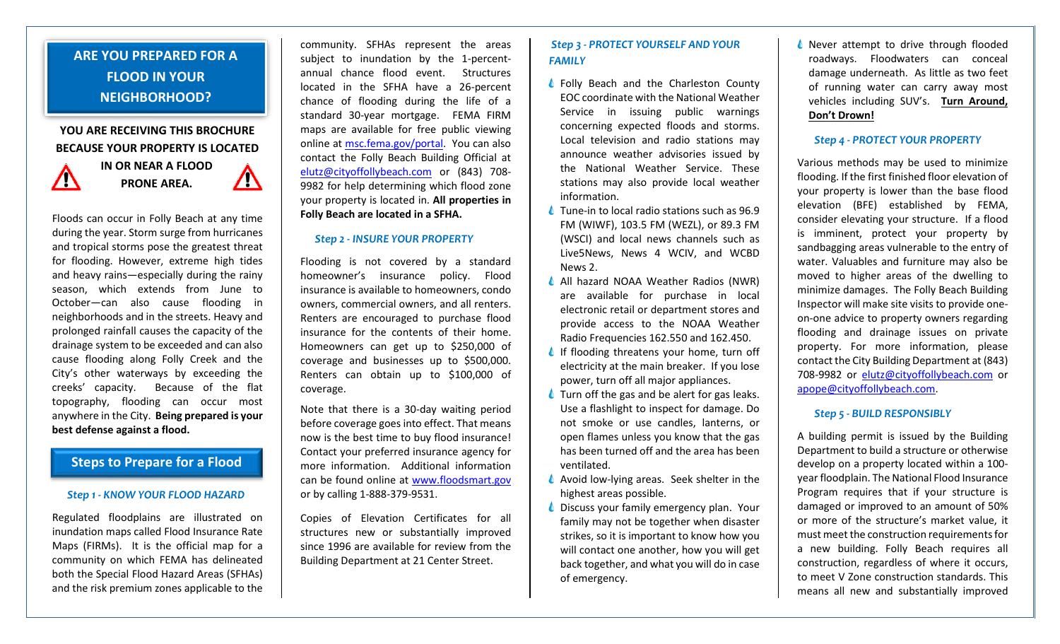# ARE YOU PREPARED FOR A FLOOD IN YOUR NEIGHBORHOOD?

**YOU ARE RECEIVING THIS BROCHURE BECAUSE YOUR PROPERTY IS LOCATED IN OR NEAR A FLOOD PRONE AREA.**

Floods can occur in Folly Beach at any time during the year. Storm surge from hurricanes and tropical storms pose the greatest threat for flooding. However, extreme high tides and heavy rains—especially during the rainy season, which extends from June to October—can also cause flooding in neighborhoods and in the streets. Heavy and prolonged rainfall causes the capacity of the drainage system to be exceeded and can also cause flooding along Folly Creek and the City's other waterways by exceeding the creeks' capacity. Because of the flat topography, flooding can occur most anywhere in the City. **Being prepared is your best defense against a flood.**

## Steps to Prepare for a Flood

### *Step 1 - KNOW YOUR FLOOD HAZARD*

Regulated floodplains are illustrated on inundation maps called Flood Insurance Rate Maps (FIRMs). It is the official map for a community on which FEMA has delineated both the Special Flood Hazard Areas (SFHAs) and the risk premium zones applicable to the community. SFHAs represent the areas subject to inundation by the 1-percent-annual chance flood event. Structures located in the SFHA have a 26-percent chance of flooding during the life of a standard 30-year mortgage. FEMA FIRM maps are available for free public viewing online at msc.fema.gov/portal. You can also contact the Folly Beach Building Official at elutz@cityoffollybeach.com or (843) 708-9982 for help determining which flood zone your property is located in. **All properties in Folly Beach are located in a SFHA.**

### *Step 2 - INSURE YOUR PROPERTY*

Flooding is not covered by a standard homeowner's insurance policy. Flood insurance is available to homeowners, condo owners, commercial owners, and all renters. Renters are encouraged to purchase flood insurance for the contents of their home. Homeowners can get up to $250,000 of coverage and businesses up to $500,000. Renters can obtain up to $100,000 of coverage.

Note that there is a 30-day waiting period before coverage goes into effect. That means now is the best time to buy flood insurance! Contact your preferred insurance agency for more information. Additional information can be found online at www.floodsmart.gov or by calling 1-888-379-9531.

Copies of Elevation Certificates for all structures new or substantially improved since 1996 are available for review from the Building Department at 21 Center Street.

### *Step 3 - PROTECT YOURSELF AND YOUR FAMILY*

- Folly Beach and the Charleston County EOC coordinate with the National Weather Service in issuing public warnings concerning expected floods and storms. Local television and radio stations may announce weather advisories issued by the National Weather Service. These stations may also provide local weather information.
- Tune-in to local radio stations such as 96.9 FM (WIWF), 103.5 FM (WEZL), or 89.3 FM (WSCI) and local news channels such as Live5News, News 4 WCIV, and WCBD News 2.
- All hazard NOAA Weather Radios (NWR) are available for purchase in local electronic retail or department stores and provide access to the NOAA Weather Radio Frequencies 162.550 and 162.450.
- If flooding threatens your home, turn off electricity at the main breaker. If you lose power, turn off all major appliances.
- Turn off the gas and be alert for gas leaks. Use a flashlight to inspect for damage. Do not smoke or use candles, lanterns, or open flames unless you know that the gas has been turned off and the area has been ventilated.
- Avoid low-lying areas. Seek shelter in the highest areas possible.
- Discuss your family emergency plan. Your family may not be together when disaster strikes, so it is important to know how you will contact one another, how you will get back together, and what you will do in case of emergency.
- Never attempt to drive through flooded roadways. Floodwaters can conceal damage underneath. As little as two feet of running water can carry away most vehicles including SUV's. **Turn Around, Don't Drown!**

### *Step 4 - PROTECT YOUR PROPERTY*

Various methods may be used to minimize flooding. If the first finished floor elevation of your property is lower than the base flood elevation (BFE) established by FEMA, consider elevating your structure. If a flood is imminent, protect your property by sandbagging areas vulnerable to the entry of water. Valuables and furniture may also be moved to higher areas of the dwelling to minimize damages. The Folly Beach Building Inspector will make site visits to provide one-on-one advice to property owners regarding flooding and drainage issues on private property. For more information, please contact the City Building Department at (843) 708-9982 or elutz@cityoffollybeach.com or apope@cityoffollybeach.com.

### *Step 5 - BUILD RESPONSIBLY*

A building permit is issued by the Building Department to build a structure or otherwise develop on a property located within a 100-year floodplain. The National Flood Insurance Program requires that if your structure is damaged or improved to an amount of 50% or more of the structure's market value, it must meet the construction requirements for a new building. Folly Beach requires all construction, regardless of where it occurs, to meet V Zone construction standards. This means all new and substantially improved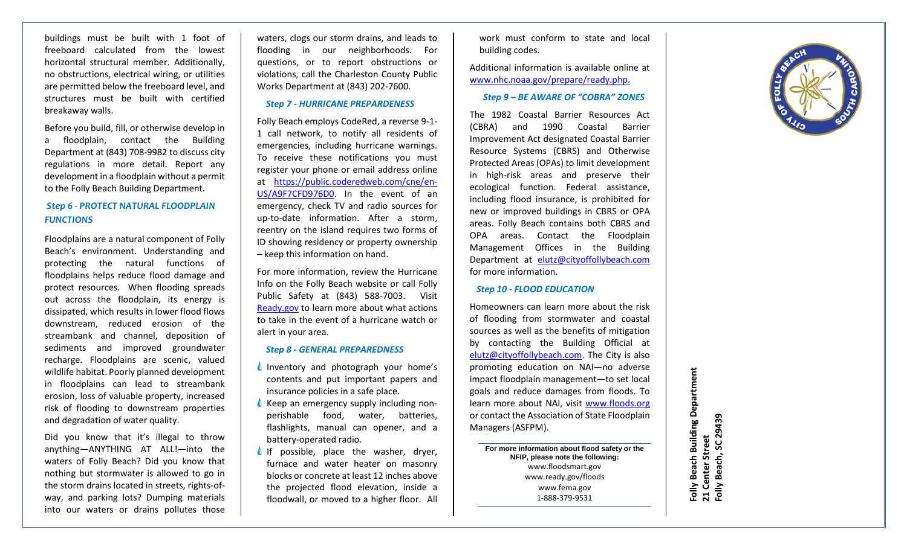buildings must be built with 1 foot of freeboard calculated from the lowest horizontal structural member. Additionally, no obstructions, electrical wiring, or utilities are permitted below the freeboard level, and structures must be built with certified breakaway walls.

Before you build, fill, or otherwise develop in a floodplain, contact the Building Department at (843) 708-9982 to discuss city regulations in more detail. Report any development in a floodplain without a permit to the Folly Beach Building Department.

### *Step 6 - PROTECT NATURAL FLOODPLAIN FUNCTIONS*

Floodplains are a natural component of Folly Beach's environment. Understanding and protecting the natural functions of floodplains helps reduce flood damage and protect resources. When flooding spreads out across the floodplain, its energy is dissipated, which results in lower flood flows downstream, reduced erosion of the streambank and channel, deposition of sediments and improved groundwater recharge. Floodplains are scenic, valued wildlife habitat. Poorly planned development in floodplains can lead to streambank erosion, loss of valuable property, increased risk of flooding to downstream properties and degradation of water quality.

Did you know that it's illegal to throw anything—ANYTHING AT ALL!—into the waters of Folly Beach? Did you know that nothing but stormwater is allowed to go in the storm drains located in streets, rights-of-way, and parking lots? Dumping materials into our waters or drains pollutes those waters, clogs our storm drains, and leads to flooding in our neighborhoods. For questions, or to report obstructions or violations, call the Charleston County Public Works Department at (843) 202-7600.

### *Step 7 - HURRICANE PREPARDENESS*

Folly Beach employs CodeRed, a reverse 9-1-1 call network, to notify all residents of emergencies, including hurricane warnings. To receive these notifications you must register your phone or email address online at https://public.coderedweb.com/cne/en-US/A9F7CFD976D0. In the event of an emergency, check TV and radio sources for up-to-date information. After a storm, reentry on the island requires two forms of ID showing residency or property ownership – keep this information on hand.

For more information, review the Hurricane Info on the Folly Beach website or call Folly Public Safety at (843) 588-7003. Visit Ready.gov to learn more about what actions to take in the event of a hurricane watch or alert in your area.

### *Step 8 - GENERAL PREPAREDNESS*

- Inventory and photograph your home's contents and put important papers and insurance policies in a safe place.
- Keep an emergency supply including non-perishable food, water, batteries, flashlights, manual can opener, and a battery-operated radio.
- If possible, place the washer, dryer, furnace and water heater on masonry blocks or concrete at least 12 inches above the projected flood elevation, inside a floodwall, or moved to a higher floor. All work must conform to state and local building codes.

Additional information is available online at www.nhc.noaa.gov/prepare/ready.php.

### *Step 9 – BE AWARE OF "COBRA" ZONES*

The 1982 Coastal Barrier Resources Act (CBRA) and 1990 Coastal Barrier Improvement Act designated Coastal Barrier Resource Systems (CBRS) and Otherwise Protected Areas (OPAs) to limit development in high-risk areas and preserve their ecological function. Federal assistance, including flood insurance, is prohibited for new or improved buildings in CBRS or OPA areas. Folly Beach contains both CBRS and OPA areas. Contact the Floodplain Management Offices in the Building Department at elutz@cityoffollybeach.com for more information.

### *Step 10 - FLOOD EDUCATION*

Homeowners can learn more about the risk of flooding from stormwater and coastal sources as well as the benefits of mitigation by contacting the Building Official at elutz@cityoffollybeach.com. The City is also promoting education on NAI—no adverse impact floodplain management—to set local goals and reduce damages from floods. To learn more about NAI, visit www.floods.org or contact the Association of State Floodplain Managers (ASFPM).

**For more information about flood safety or the NFIP, please note the following:**
www.floodsmart.gov
www.ready.gov/floods
www.fema.gov
1-888-379-9531

CITY OF FOLLY BEACH SOUTH CAROLINA

**Folly Beach Building Department**
**21 Center Street**
**Folly Beach, SC 29439**